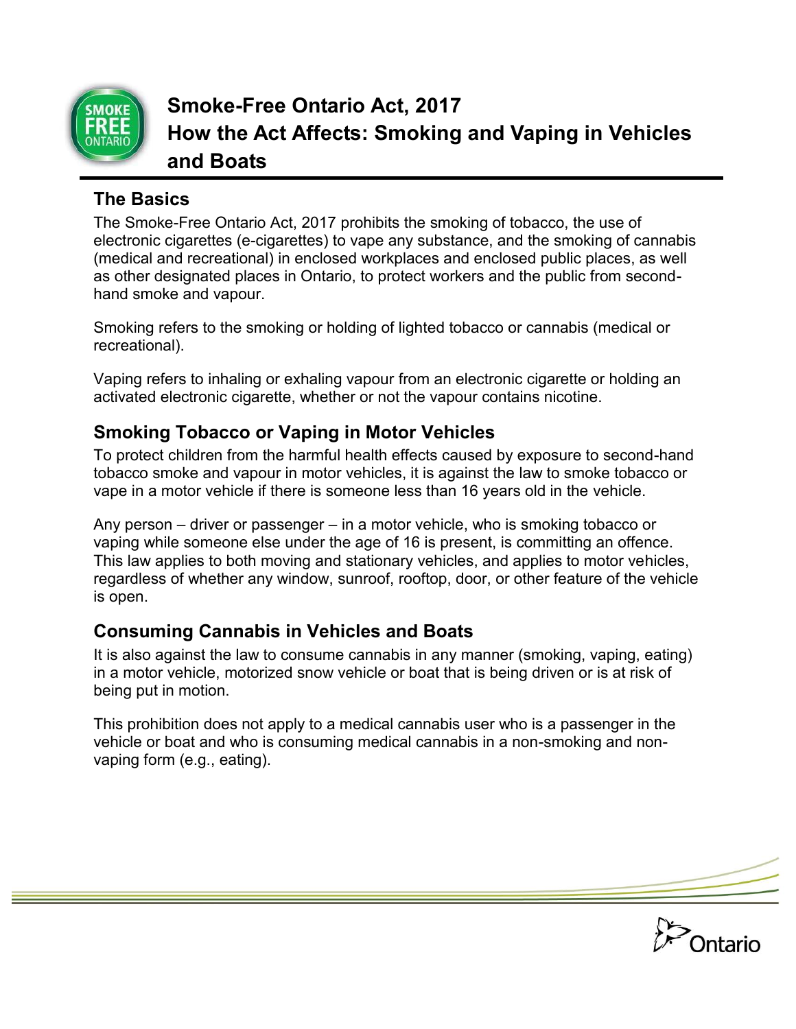# Smoke-Free Ontario Act, 2017
# How the Act Affects: Smoking and Vaping in Vehicles and Boats

## The Basics

The Smoke-Free Ontario Act, 2017 prohibits the smoking of tobacco, the use of electronic cigarettes (e-cigarettes) to vape any substance, and the smoking of cannabis (medical and recreational) in enclosed workplaces and enclosed public places, as well as other designated places in Ontario, to protect workers and the public from second-hand smoke and vapour.

Smoking refers to the smoking or holding of lighted tobacco or cannabis (medical or recreational).

Vaping refers to inhaling or exhaling vapour from an electronic cigarette or holding an activated electronic cigarette, whether or not the vapour contains nicotine.

## Smoking Tobacco or Vaping in Motor Vehicles

To protect children from the harmful health effects caused by exposure to second-hand tobacco smoke and vapour in motor vehicles, it is against the law to smoke tobacco or vape in a motor vehicle if there is someone less than 16 years old in the vehicle.

Any person – driver or passenger – in a motor vehicle, who is smoking tobacco or vaping while someone else under the age of 16 is present, is committing an offence. This law applies to both moving and stationary vehicles, and applies to motor vehicles, regardless of whether any window, sunroof, rooftop, door, or other feature of the vehicle is open.

## Consuming Cannabis in Vehicles and Boats

It is also against the law to consume cannabis in any manner (smoking, vaping, eating) in a motor vehicle, motorized snow vehicle or boat that is being driven or is at risk of being put in motion.

This prohibition does not apply to a medical cannabis user who is a passenger in the vehicle or boat and who is consuming medical cannabis in a non-smoking and non-vaping form (e.g., eating).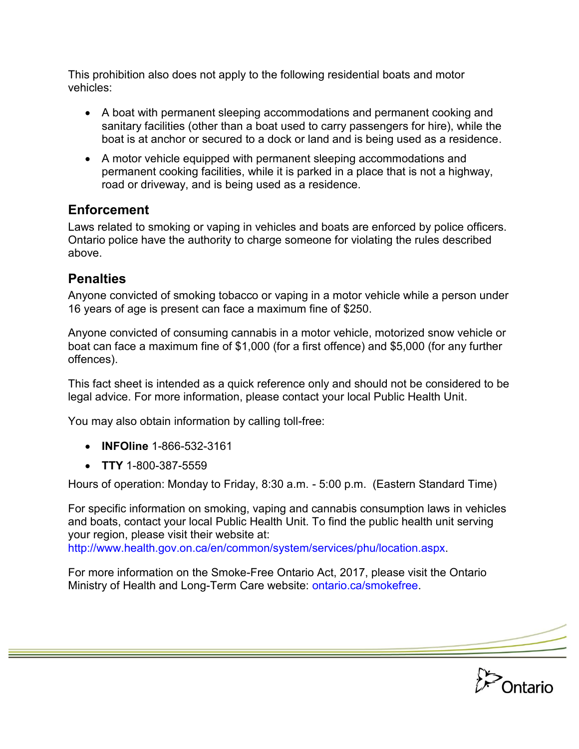This prohibition also does not apply to the following residential boats and motor vehicles:

- A boat with permanent sleeping accommodations and permanent cooking and sanitary facilities (other than a boat used to carry passengers for hire), while the boat is at anchor or secured to a dock or land and is being used as a residence.
- A motor vehicle equipped with permanent sleeping accommodations and permanent cooking facilities, while it is parked in a place that is not a highway, road or driveway, and is being used as a residence.

## Enforcement

Laws related to smoking or vaping in vehicles and boats are enforced by police officers. Ontario police have the authority to charge someone for violating the rules described above.

## Penalties

Anyone convicted of smoking tobacco or vaping in a motor vehicle while a person under 16 years of age is present can face a maximum fine of $250.

Anyone convicted of consuming cannabis in a motor vehicle, motorized snow vehicle or boat can face a maximum fine of $1,000 (for a first offence) and $5,000 (for any further offences).

This fact sheet is intended as a quick reference only and should not be considered to be legal advice. For more information, please contact your local Public Health Unit.

You may also obtain information by calling toll-free:

- **INFOline** 1-866-532-3161
- **TTY** 1-800-387-5559

Hours of operation: Monday to Friday, 8:30 a.m. - 5:00 p.m. (Eastern Standard Time)

For specific information on smoking, vaping and cannabis consumption laws in vehicles and boats, contact your local Public Health Unit. To find the public health unit serving your region, please visit their website at: http://www.health.gov.on.ca/en/common/system/services/phu/location.aspx.

For more information on the Smoke-Free Ontario Act, 2017, please visit the Ontario Ministry of Health and Long-Term Care website: ontario.ca/smokefree.